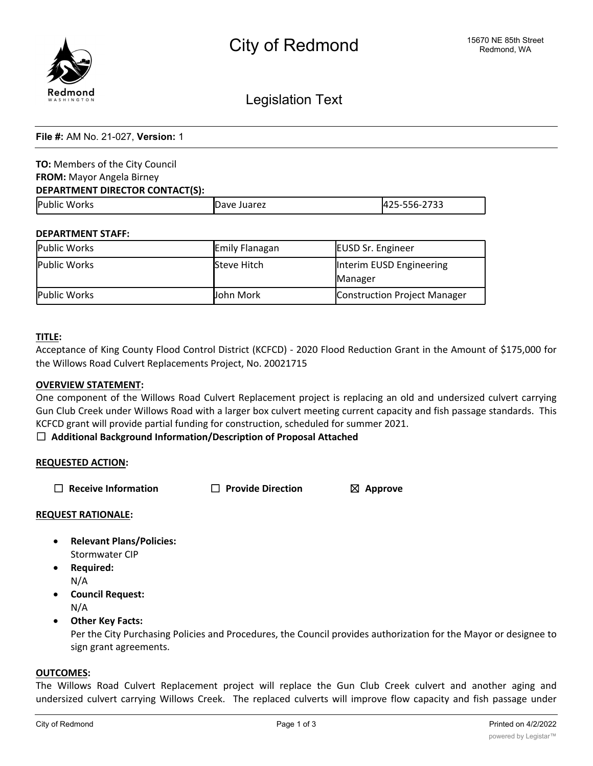# City of Redmond

15670 NE 85th Street
Redmond, WA

## Legislation Text

**File #:** AM No. 21-027, **Version:** 1

**TO:** Members of the City Council
**FROM:** Mayor Angela Birney
**DEPARTMENT DIRECTOR CONTACT(S):**

| | | |
|---|---|---|
| Public Works | Dave Juarez | 425-556-2733 |

**DEPARTMENT STAFF:**

| | | |
|---|---|---|
| Public Works | Emily Flanagan | EUSD Sr. Engineer |
| Public Works | Steve Hitch | Interim EUSD Engineering Manager |
| Public Works | John Mork | Construction Project Manager |

**TITLE:**
Acceptance of King County Flood Control District (KCFCD) - 2020 Flood Reduction Grant in the Amount of $175,000 for the Willows Road Culvert Replacements Project, No. 20021715

**OVERVIEW STATEMENT:**
One component of the Willows Road Culvert Replacement project is replacing an old and undersized culvert carrying Gun Club Creek under Willows Road with a larger box culvert meeting current capacity and fish passage standards. This KCFCD grant will provide partial funding for construction, scheduled for summer 2021.

☐ **Additional Background Information/Description of Proposal Attached**

**REQUESTED ACTION:**

☐ **Receive Information** ☐ **Provide Direction** ☒ **Approve**

**REQUEST RATIONALE:**

- **Relevant Plans/Policies:**
  Stormwater CIP
- **Required:**
  N/A
- **Council Request:**
  N/A
- **Other Key Facts:**
  Per the City Purchasing Policies and Procedures, the Council provides authorization for the Mayor or designee to sign grant agreements.

**OUTCOMES:**
The Willows Road Culvert Replacement project will replace the Gun Club Creek culvert and another aging and undersized culvert carrying Willows Creek. The replaced culverts will improve flow capacity and fish passage under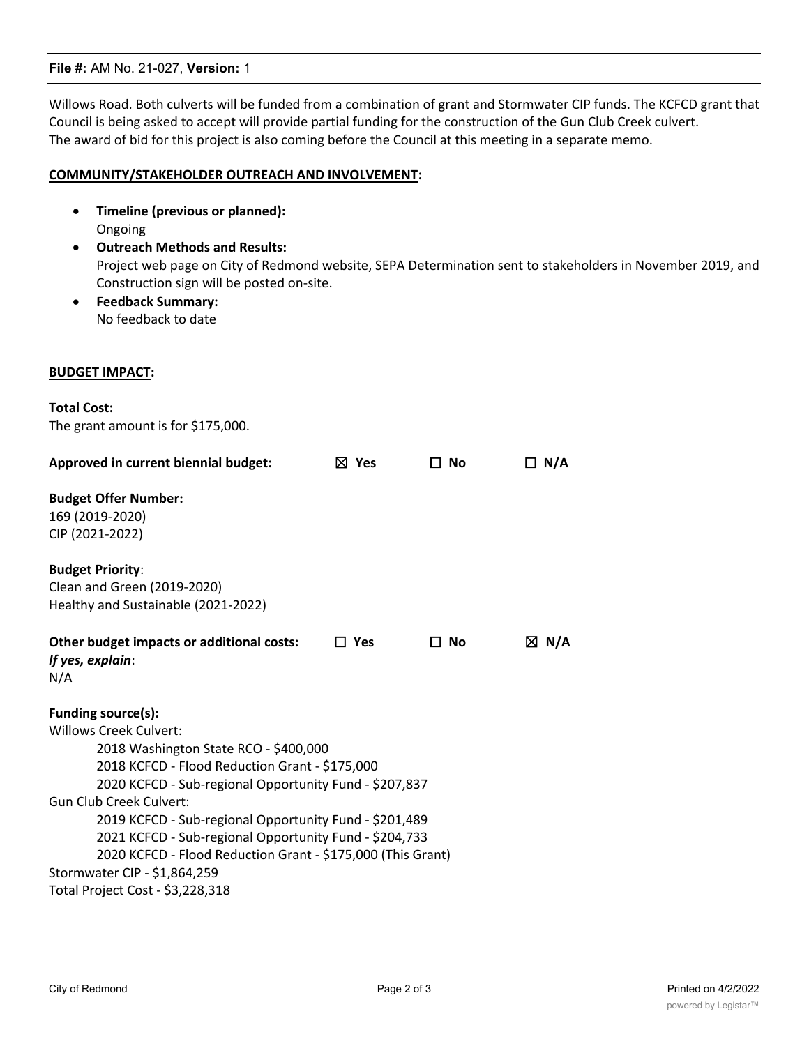Willows Road. Both culverts will be funded from a combination of grant and Stormwater CIP funds. The KCFCD grant that Council is being asked to accept will provide partial funding for the construction of the Gun Club Creek culvert. The award of bid for this project is also coming before the Council at this meeting in a separate memo.

**COMMUNITY/STAKEHOLDER OUTREACH AND INVOLVEMENT:**

- **Timeline (previous or planned):**
  Ongoing
- **Outreach Methods and Results:**
  Project web page on City of Redmond website, SEPA Determination sent to stakeholders in November 2019, and Construction sign will be posted on-site.
- **Feedback Summary:**
  No feedback to date

**BUDGET IMPACT:**

**Total Cost:**
The grant amount is for $175,000.

**Approved in current biennial budget:** ☒ Yes ☐ No ☐ N/A

**Budget Offer Number:**
169 (2019-2020)
CIP (2021-2022)

**Budget Priority**:
Clean and Green (2019-2020)
Healthy and Sustainable (2021-2022)

**Other budget impacts or additional costs:** ☐ Yes ☐ No ☒ N/A
***If yes, explain***:
N/A

**Funding source(s):**
Willows Creek Culvert:
- 2018 Washington State RCO - $400,000
- 2018 KCFCD - Flood Reduction Grant - $175,000
- 2020 KCFCD - Sub-regional Opportunity Fund - $207,837

Gun Club Creek Culvert:
- 2019 KCFCD - Sub-regional Opportunity Fund - $201,489
- 2021 KCFCD - Sub-regional Opportunity Fund - $204,733
- 2020 KCFCD - Flood Reduction Grant - $175,000 (This Grant)

Stormwater CIP - $1,864,259
Total Project Cost - $3,228,318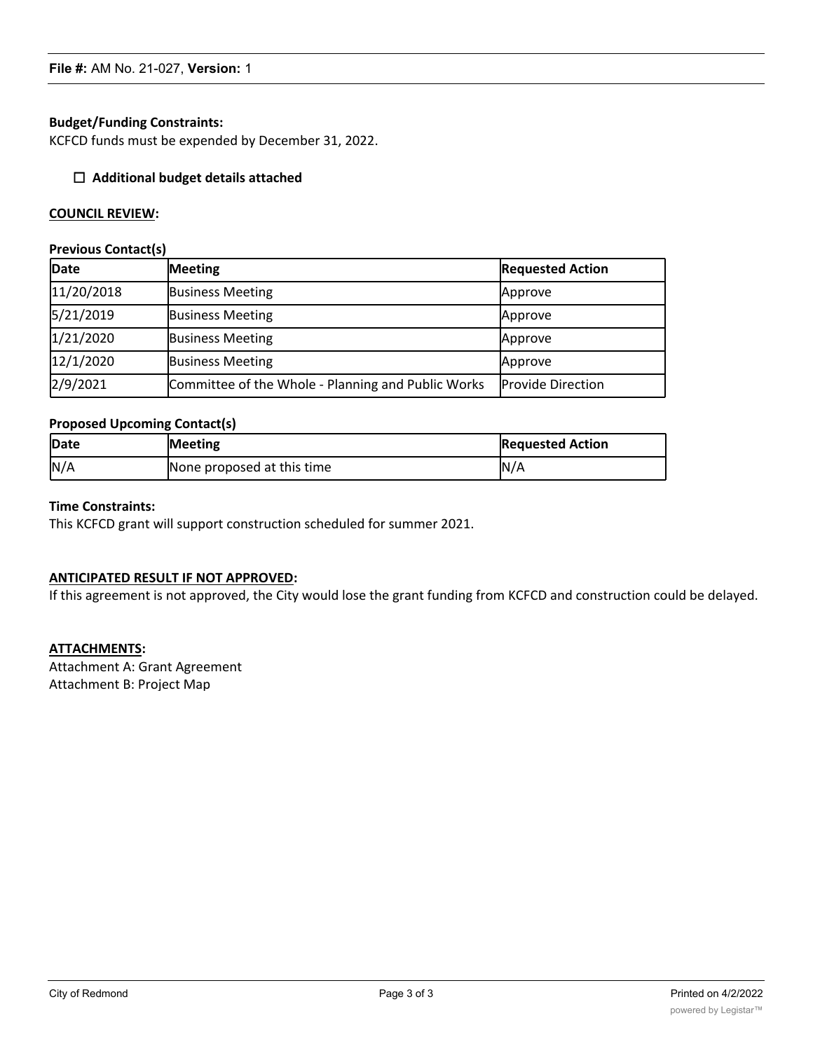**Budget/Funding Constraints:**
KCFCD funds must be expended by December 31, 2022.

☐ **Additional budget details attached**

**COUNCIL REVIEW:**

**Previous Contact(s)**

| Date | Meeting | Requested Action |
|---|---|---|
| 11/20/2018 | Business Meeting | Approve |
| 5/21/2019 | Business Meeting | Approve |
| 1/21/2020 | Business Meeting | Approve |
| 12/1/2020 | Business Meeting | Approve |
| 2/9/2021 | Committee of the Whole - Planning and Public Works | Provide Direction |

**Proposed Upcoming Contact(s)**

| Date | Meeting | Requested Action |
|---|---|---|
| N/A | None proposed at this time | N/A |

**Time Constraints:**
This KCFCD grant will support construction scheduled for summer 2021.

**ANTICIPATED RESULT IF NOT APPROVED:**
If this agreement is not approved, the City would lose the grant funding from KCFCD and construction could be delayed.

**ATTACHMENTS:**
Attachment A: Grant Agreement
Attachment B: Project Map